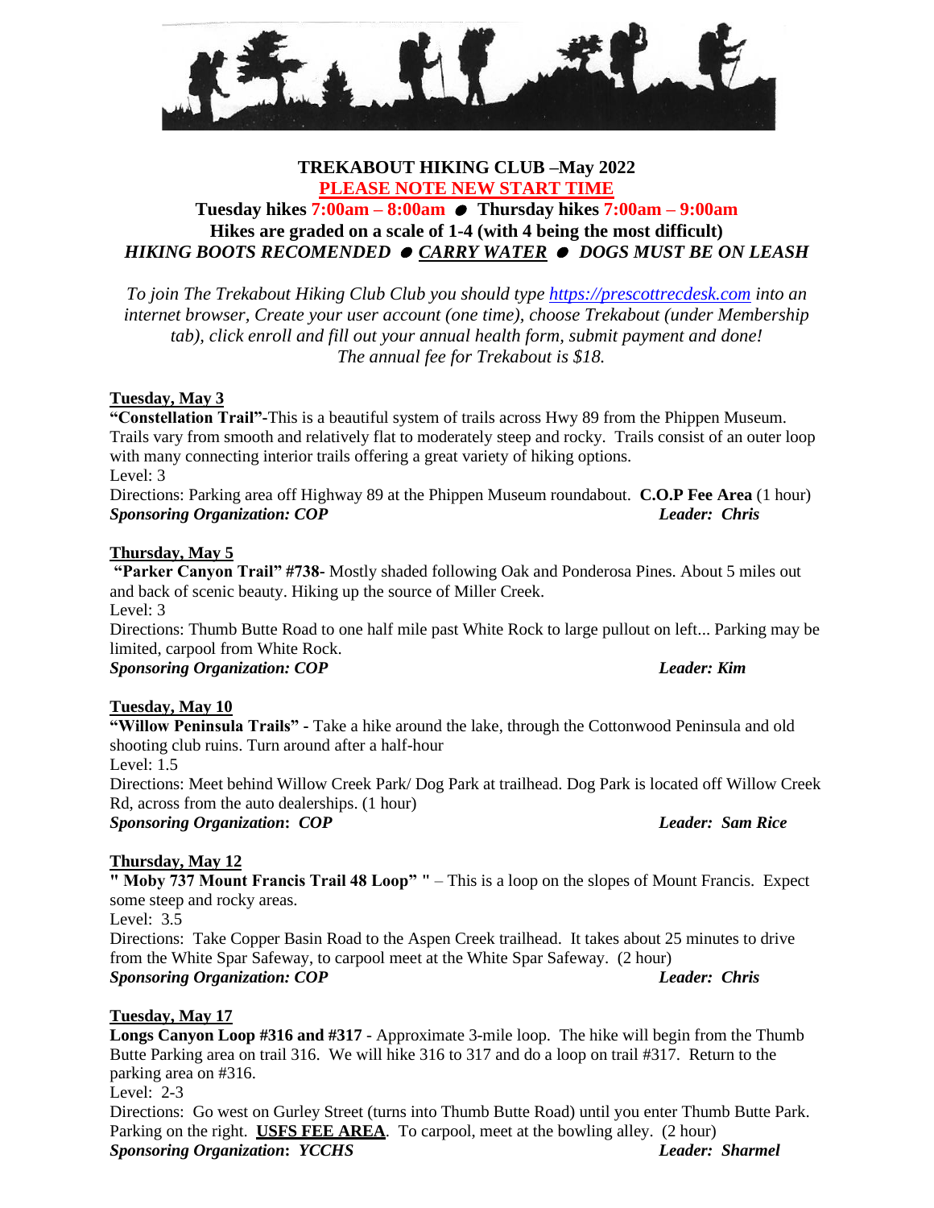# TREKABOUT HIKING CLUB –May 2022

**PLEASE NOTE NEW START TIME**

**Tuesday hikes 7:00am – 8:00am ● Thursday hikes 7:00am – 9:00am**

**Hikes are graded on a scale of 1-4 (with 4 being the most difficult)**

***HIKING BOOTS RECOMENDED ● CARRY WATER ● DOGS MUST BE ON LEASH***

*To join The Trekabout Hiking Club Club you should type https://prescottrecdesk.com into an internet browser, Create your user account (one time), choose Trekabout (under Membership tab), click enroll and fill out your annual health form, submit payment and done! The annual fee for Trekabout is $18.*

**Tuesday, May 3**

**"Constellation Trail"**-This is a beautiful system of trails across Hwy 89 from the Phippen Museum. Trails vary from smooth and relatively flat to moderately steep and rocky. Trails consist of an outer loop with many connecting interior trails offering a great variety of hiking options.

Level: 3

Directions: Parking area off Highway 89 at the Phippen Museum roundabout. **C.O.P Fee Area** (1 hour)

***Sponsoring Organization: COP*** ***Leader: Chris***

**Thursday, May 5**

**"Parker Canyon Trail" #738-** Mostly shaded following Oak and Ponderosa Pines. About 5 miles out and back of scenic beauty. Hiking up the source of Miller Creek.

Level: 3

Directions: Thumb Butte Road to one half mile past White Rock to large pullout on left... Parking may be limited, carpool from White Rock.

***Sponsoring Organization: COP*** ***Leader: Kim***

**Tuesday, May 10**

**"Willow Peninsula Trails" -** Take a hike around the lake, through the Cottonwood Peninsula and old shooting club ruins. Turn around after a half-hour

Level: 1.5

Directions: Meet behind Willow Creek Park/ Dog Park at trailhead. Dog Park is located off Willow Creek Rd, across from the auto dealerships. (1 hour)

***Sponsoring Organization: COP*** ***Leader: Sam Rice***

**Thursday, May 12**

**" Moby 737 Mount Francis Trail 48 Loop" "** – This is a loop on the slopes of Mount Francis. Expect some steep and rocky areas.

Level: 3.5

Directions: Take Copper Basin Road to the Aspen Creek trailhead. It takes about 25 minutes to drive from the White Spar Safeway, to carpool meet at the White Spar Safeway. (2 hour)

***Sponsoring Organization: COP*** ***Leader: Chris***

**Tuesday, May 17**

**Longs Canyon Loop #316 and #317** - Approximate 3-mile loop. The hike will begin from the Thumb Butte Parking area on trail 316. We will hike 316 to 317 and do a loop on trail #317. Return to the parking area on #316.

Level: 2-3

Directions: Go west on Gurley Street (turns into Thumb Butte Road) until you enter Thumb Butte Park. Parking on the right. **USFS FEE AREA**. To carpool, meet at the bowling alley. (2 hour)

***Sponsoring Organization: YCCHS*** ***Leader: Sharmel***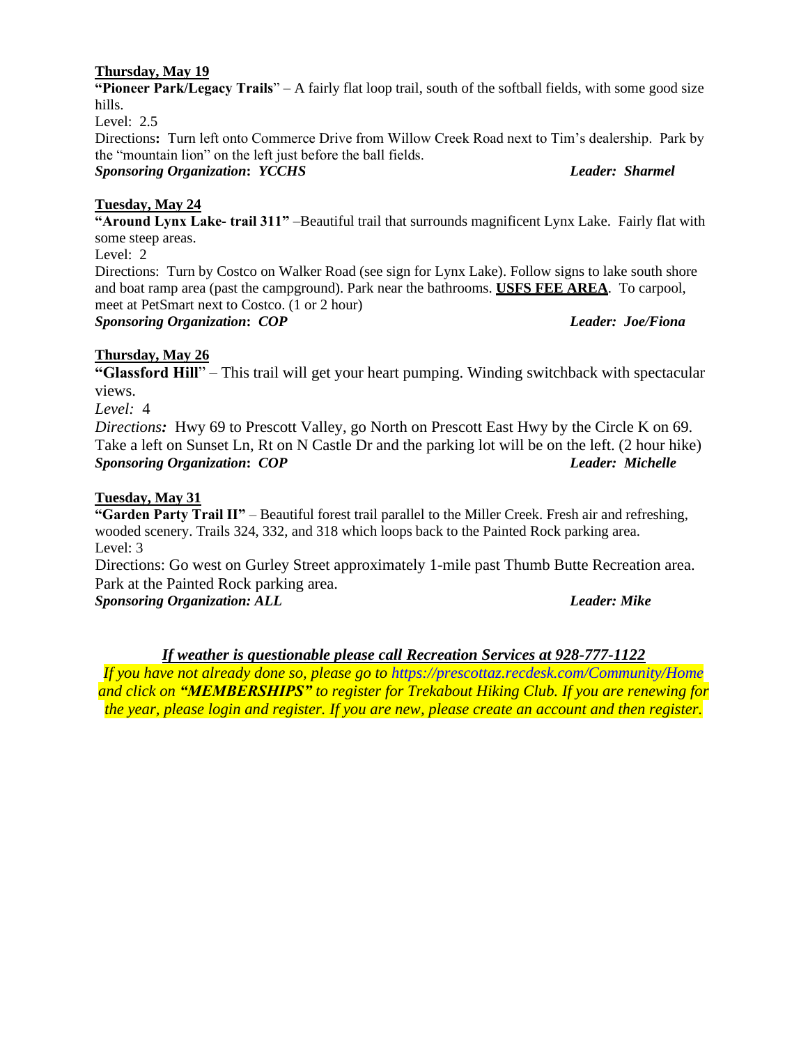**Thursday, May 19**

**"Pioneer Park/Legacy Trails**" – A fairly flat loop trail, south of the softball fields, with some good size hills.

Level: 2.5

Directions**:** Turn left onto Commerce Drive from Willow Creek Road next to Tim's dealership. Park by the "mountain lion" on the left just before the ball fields.

***Sponsoring Organization*: *YCCHS*** ***Leader: Sharmel***

**Tuesday, May 24**

**"Around Lynx Lake- trail 311"** –Beautiful trail that surrounds magnificent Lynx Lake. Fairly flat with some steep areas.

Level: 2

Directions: Turn by Costco on Walker Road (see sign for Lynx Lake). Follow signs to lake south shore and boat ramp area (past the campground). Park near the bathrooms. **USFS FEE AREA**. To carpool, meet at PetSmart next to Costco. (1 or 2 hour)

***Sponsoring Organization*: *COP*** ***Leader: Joe/Fiona***

**Thursday, May 26**

**"Glassford Hill**" – This trail will get your heart pumping. Winding switchback with spectacular views.

*Level:* 4

*Directions:* Hwy 69 to Prescott Valley, go North on Prescott East Hwy by the Circle K on 69. Take a left on Sunset Ln, Rt on N Castle Dr and the parking lot will be on the left. (2 hour hike)

***Sponsoring Organization*: *COP*** ***Leader: Michelle***

**Tuesday, May 31**

**"Garden Party Trail II"** – Beautiful forest trail parallel to the Miller Creek. Fresh air and refreshing, wooded scenery. Trails 324, 332, and 318 which loops back to the Painted Rock parking area.

Level: 3

Directions: Go west on Gurley Street approximately 1-mile past Thumb Butte Recreation area. Park at the Painted Rock parking area.

***Sponsoring Organization: ALL*** ***Leader: Mike***

***If weather is questionable please call Recreation Services at 928-777-1122***

*If you have not already done so, please go to https://prescottaz.recdesk.com/Community/Home and click on **"MEMBERSHIPS"** to register for Trekabout Hiking Club. If you are renewing for the year, please login and register. If you are new, please create an account and then register.*